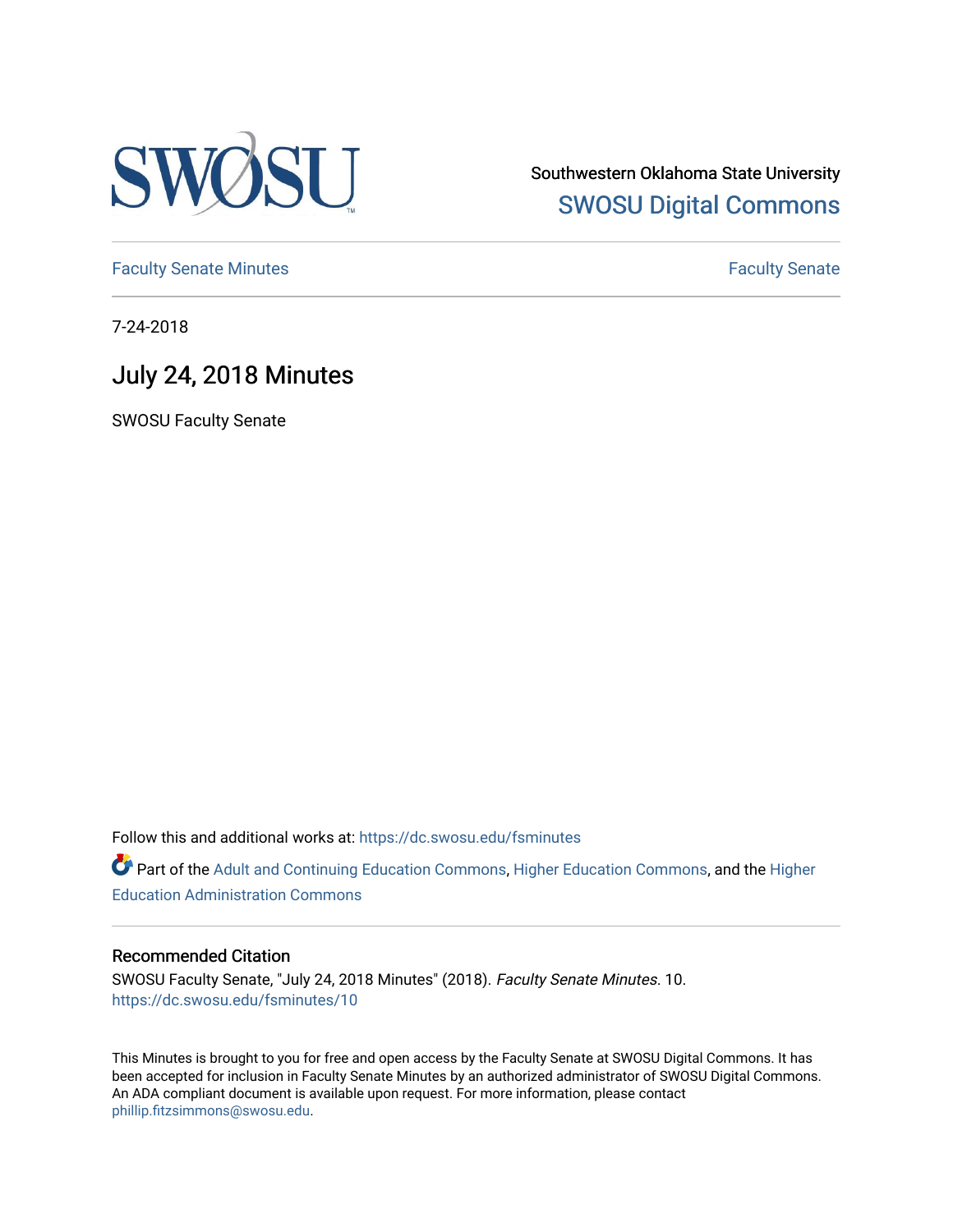Southwestern Oklahoma State University

SWOSU Digital Commons

Faculty Senate Minutes

Faculty Senate

7-24-2018

# July 24, 2018 Minutes

SWOSU Faculty Senate

Follow this and additional works at: https://dc.swosu.edu/fsminutes

Part of the Adult and Continuing Education Commons, Higher Education Commons, and the Higher Education Administration Commons

### Recommended Citation

SWOSU Faculty Senate, "July 24, 2018 Minutes" (2018). *Faculty Senate Minutes*. 10.
https://dc.swosu.edu/fsminutes/10

This Minutes is brought to you for free and open access by the Faculty Senate at SWOSU Digital Commons. It has been accepted for inclusion in Faculty Senate Minutes by an authorized administrator of SWOSU Digital Commons. An ADA compliant document is available upon request. For more information, please contact phillip.fitzsimmons@swosu.edu.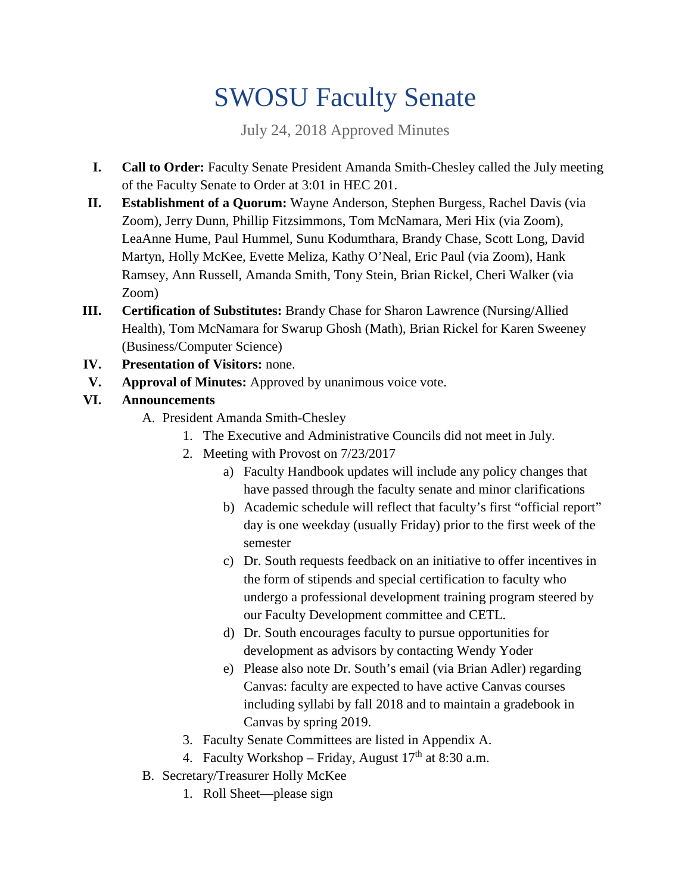# SWOSU Faculty Senate

July 24, 2018 Approved Minutes

I. **Call to Order:** Faculty Senate President Amanda Smith-Chesley called the July meeting of the Faculty Senate to Order at 3:01 in HEC 201.

II. **Establishment of a Quorum:** Wayne Anderson, Stephen Burgess, Rachel Davis (via Zoom), Jerry Dunn, Phillip Fitzsimmons, Tom McNamara, Meri Hix (via Zoom), LeaAnne Hume, Paul Hummel, Sunu Kodumthara, Brandy Chase, Scott Long, David Martyn, Holly McKee, Evette Meliza, Kathy O'Neal, Eric Paul (via Zoom), Hank Ramsey, Ann Russell, Amanda Smith, Tony Stein, Brian Rickel, Cheri Walker (via Zoom)

III. **Certification of Substitutes:** Brandy Chase for Sharon Lawrence (Nursing/Allied Health), Tom McNamara for Swarup Ghosh (Math), Brian Rickel for Karen Sweeney (Business/Computer Science)

IV. **Presentation of Visitors:** none.

V. **Approval of Minutes:** Approved by unanimous voice vote.

VI. **Announcements**

   A. President Amanda Smith-Chesley

      1. The Executive and Administrative Councils did not meet in July.
      2. Meeting with Provost on 7/23/2017
         a) Faculty Handbook updates will include any policy changes that have passed through the faculty senate and minor clarifications
         b) Academic schedule will reflect that faculty's first "official report" day is one weekday (usually Friday) prior to the first week of the semester
         c) Dr. South requests feedback on an initiative to offer incentives in the form of stipends and special certification to faculty who undergo a professional development training program steered by our Faculty Development committee and CETL.
         d) Dr. South encourages faculty to pursue opportunities for development as advisors by contacting Wendy Yoder
         e) Please also note Dr. South's email (via Brian Adler) regarding Canvas: faculty are expected to have active Canvas courses including syllabi by fall 2018 and to maintain a gradebook in Canvas by spring 2019.
      3. Faculty Senate Committees are listed in Appendix A.
      4. Faculty Workshop – Friday, August 17th at 8:30 a.m.

   B. Secretary/Treasurer Holly McKee

      1. Roll Sheet—please sign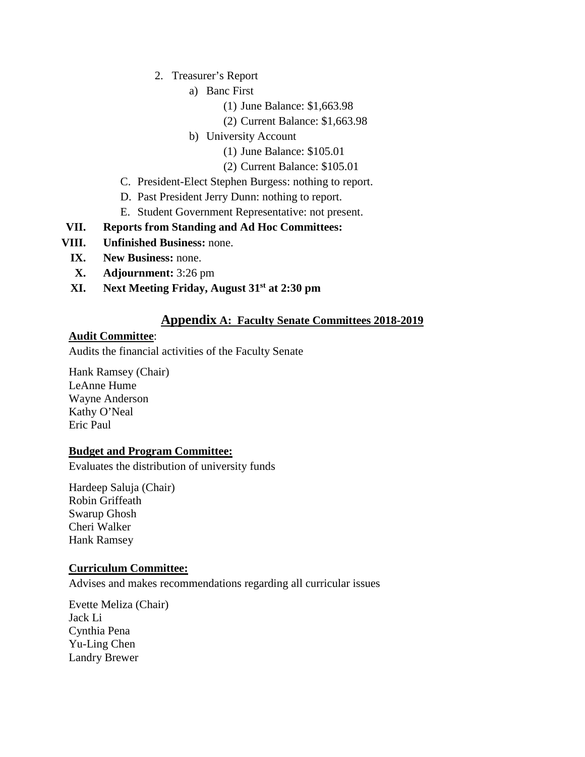2. Treasurer's Report
    a) Banc First
        (1) June Balance: $1,663.98
        (2) Current Balance: $1,663.98
    b) University Account
        (1) June Balance: $105.01
        (2) Current Balance: $105.01

C. President-Elect Stephen Burgess: nothing to report.

D. Past President Jerry Dunn: nothing to report.

E. Student Government Representative: not present.

VII. **Reports from Standing and Ad Hoc Committees:**

VIII. **Unfinished Business:** none.

IX. **New Business:** none.

X. **Adjournment:** 3:26 pm

XI. **Next Meeting Friday, August 31st at 2:30 pm**

## Appendix A: Faculty Senate Committees 2018-2019

**Audit Committee**:

Audits the financial activities of the Faculty Senate

Hank Ramsey (Chair)
LeAnne Hume
Wayne Anderson
Kathy O'Neal
Eric Paul

**Budget and Program Committee:**

Evaluates the distribution of university funds

Hardeep Saluja (Chair)
Robin Griffeath
Swarup Ghosh
Cheri Walker
Hank Ramsey

**Curriculum Committee:**

Advises and makes recommendations regarding all curricular issues

Evette Meliza (Chair)
Jack Li
Cynthia Pena
Yu-Ling Chen
Landry Brewer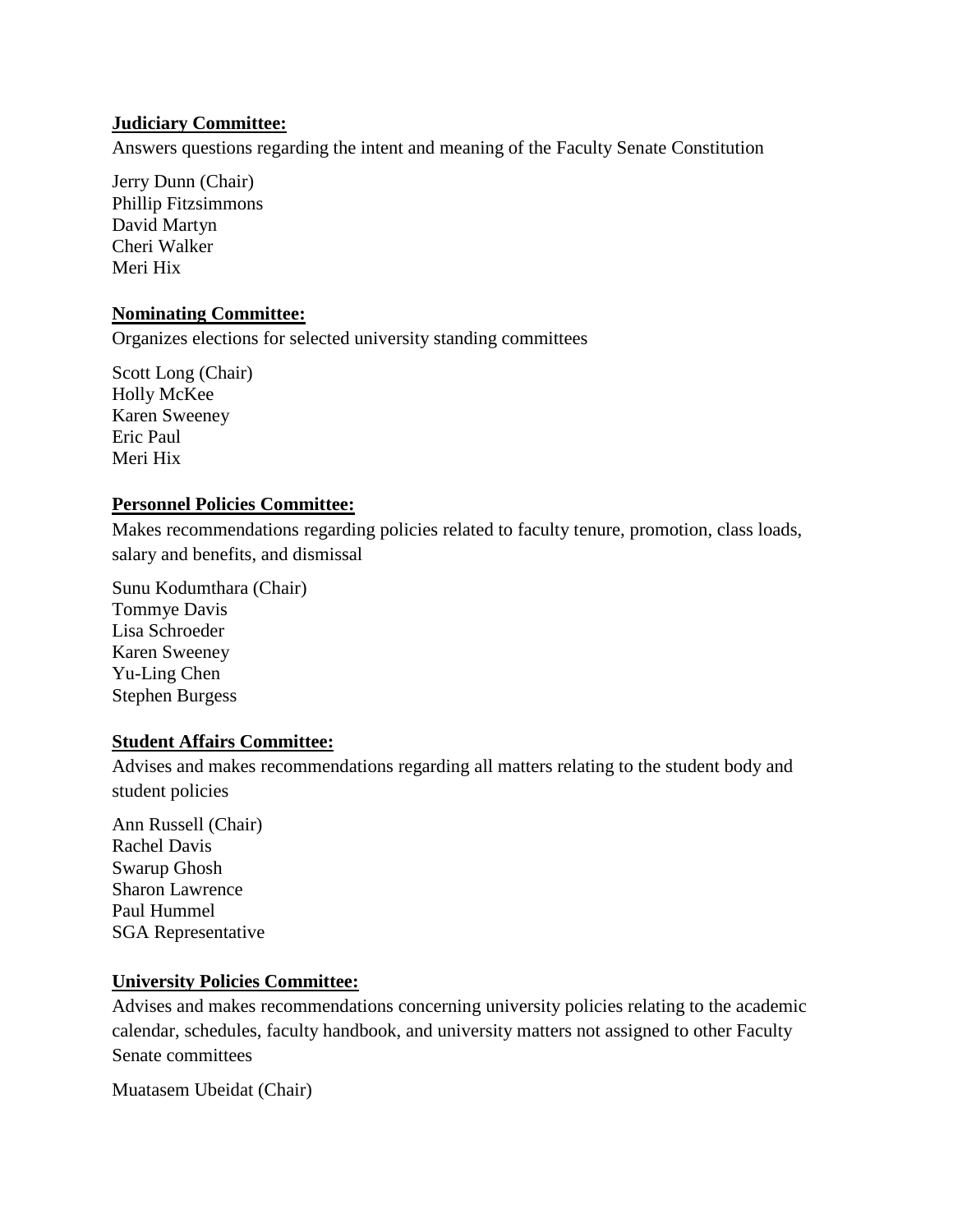**Judiciary Committee:**

Answers questions regarding the intent and meaning of the Faculty Senate Constitution

Jerry Dunn (Chair)
Phillip Fitzsimmons
David Martyn
Cheri Walker
Meri Hix

**Nominating Committee:**

Organizes elections for selected university standing committees

Scott Long (Chair)
Holly McKee
Karen Sweeney
Eric Paul
Meri Hix

**Personnel Policies Committee:**

Makes recommendations regarding policies related to faculty tenure, promotion, class loads, salary and benefits, and dismissal

Sunu Kodumthara (Chair)
Tommye Davis
Lisa Schroeder
Karen Sweeney
Yu-Ling Chen
Stephen Burgess

**Student Affairs Committee:**

Advises and makes recommendations regarding all matters relating to the student body and student policies

Ann Russell (Chair)
Rachel Davis
Swarup Ghosh
Sharon Lawrence
Paul Hummel
SGA Representative

**University Policies Committee:**

Advises and makes recommendations concerning university policies relating to the academic calendar, schedules, faculty handbook, and university matters not assigned to other Faculty Senate committees

Muatasem Ubeidat (Chair)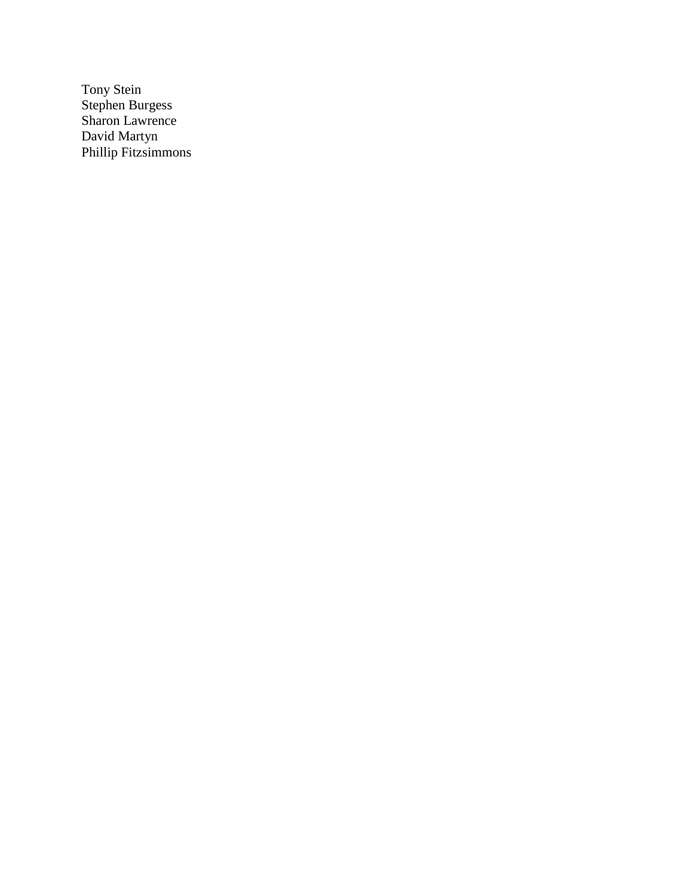Tony Stein
Stephen Burgess
Sharon Lawrence
David Martyn
Phillip Fitzsimmons